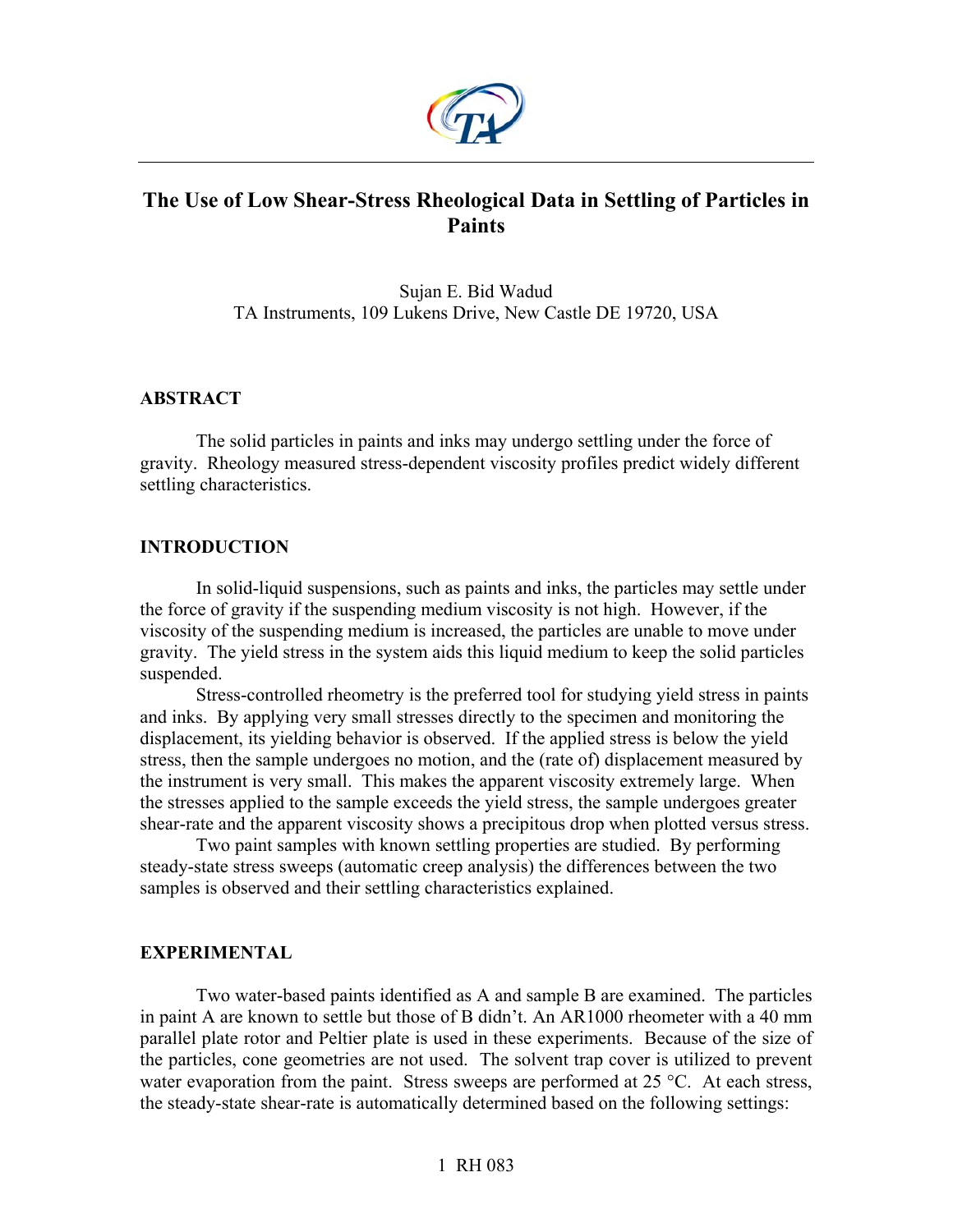# The Use of Low Shear-Stress Rheological Data in Settling of Particles in Paints

Sujan E. Bid Wadud
TA Instruments, 109 Lukens Drive, New Castle DE 19720, USA

## ABSTRACT

The solid particles in paints and inks may undergo settling under the force of gravity. Rheology measured stress-dependent viscosity profiles predict widely different settling characteristics.

## INTRODUCTION

In solid-liquid suspensions, such as paints and inks, the particles may settle under the force of gravity if the suspending medium viscosity is not high. However, if the viscosity of the suspending medium is increased, the particles are unable to move under gravity. The yield stress in the system aids this liquid medium to keep the solid particles suspended.

Stress-controlled rheometry is the preferred tool for studying yield stress in paints and inks. By applying very small stresses directly to the specimen and monitoring the displacement, its yielding behavior is observed. If the applied stress is below the yield stress, then the sample undergoes no motion, and the (rate of) displacement measured by the instrument is very small. This makes the apparent viscosity extremely large. When the stresses applied to the sample exceeds the yield stress, the sample undergoes greater shear-rate and the apparent viscosity shows a precipitous drop when plotted versus stress.

Two paint samples with known settling properties are studied. By performing steady-state stress sweeps (automatic creep analysis) the differences between the two samples is observed and their settling characteristics explained.

## EXPERIMENTAL

Two water-based paints identified as A and sample B are examined. The particles in paint A are known to settle but those of B didn't. An AR1000 rheometer with a 40 mm parallel plate rotor and Peltier plate is used in these experiments. Because of the size of the particles, cone geometries are not used. The solvent trap cover is utilized to prevent water evaporation from the paint. Stress sweeps are performed at 25 °C. At each stress, the steady-state shear-rate is automatically determined based on the following settings: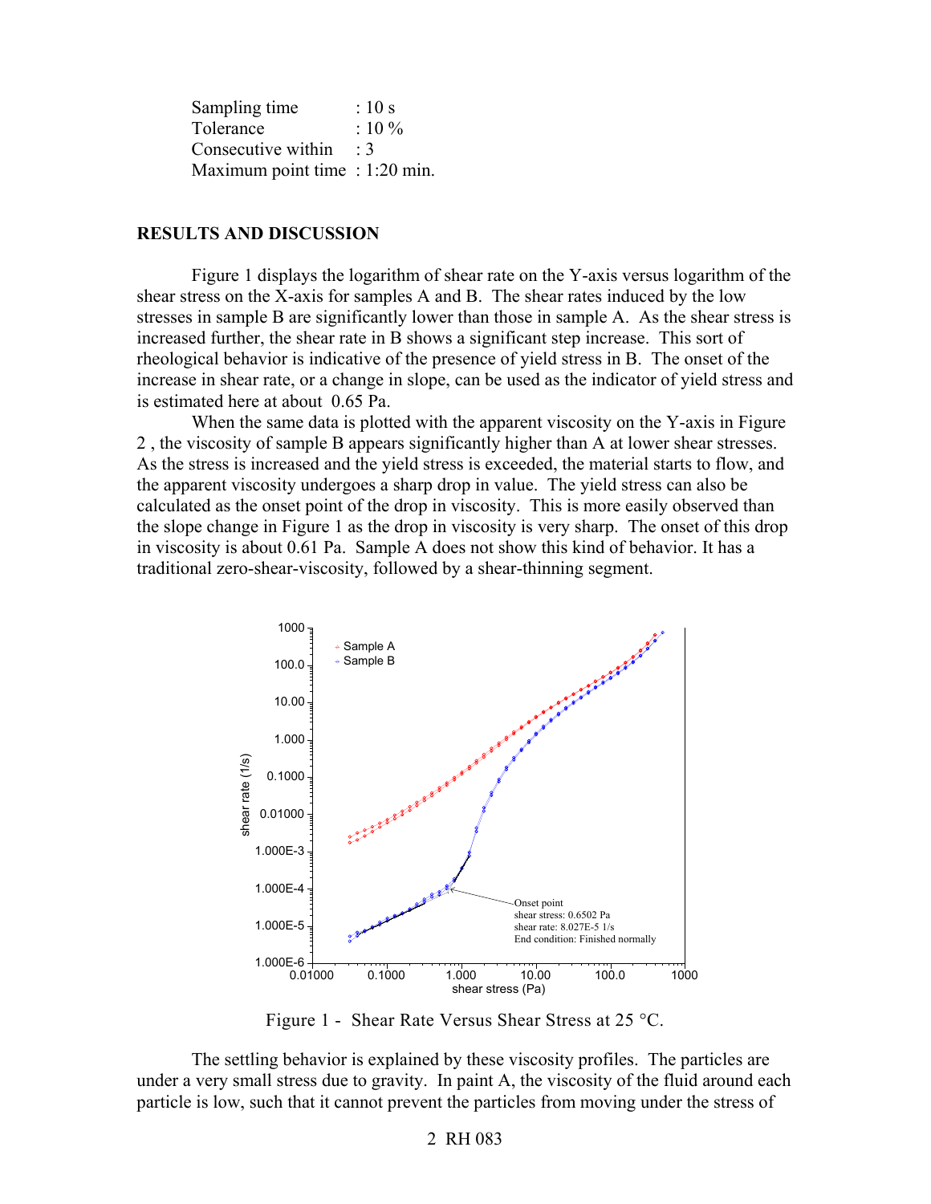| | |
|---|---|
| Sampling time | : 10 s |
| Tolerance | : 10 % |
| Consecutive within | : 3 |
| Maximum point time | : 1:20 min. |

## RESULTS AND DISCUSSION

Figure 1 displays the logarithm of shear rate on the Y-axis versus logarithm of the shear stress on the X-axis for samples A and B. The shear rates induced by the low stresses in sample B are significantly lower than those in sample A. As the shear stress is increased further, the shear rate in B shows a significant step increase. This sort of rheological behavior is indicative of the presence of yield stress in B. The onset of the increase in shear rate, or a change in slope, can be used as the indicator of yield stress and is estimated here at about 0.65 Pa.

When the same data is plotted with the apparent viscosity on the Y-axis in Figure 2 , the viscosity of sample B appears significantly higher than A at lower shear stresses. As the stress is increased and the yield stress is exceeded, the material starts to flow, and the apparent viscosity undergoes a sharp drop in value. The yield stress can also be calculated as the onset point of the drop in viscosity. This is more easily observed than the slope change in Figure 1 as the drop in viscosity is very sharp. The onset of this drop in viscosity is about 0.61 Pa. Sample A does not show this kind of behavior. It has a traditional zero-shear-viscosity, followed by a shear-thinning segment.

Figure 1 - Shear Rate Versus Shear Stress at 25 °C.

The settling behavior is explained by these viscosity profiles. The particles are under a very small stress due to gravity. In paint A, the viscosity of the fluid around each particle is low, such that it cannot prevent the particles from moving under the stress of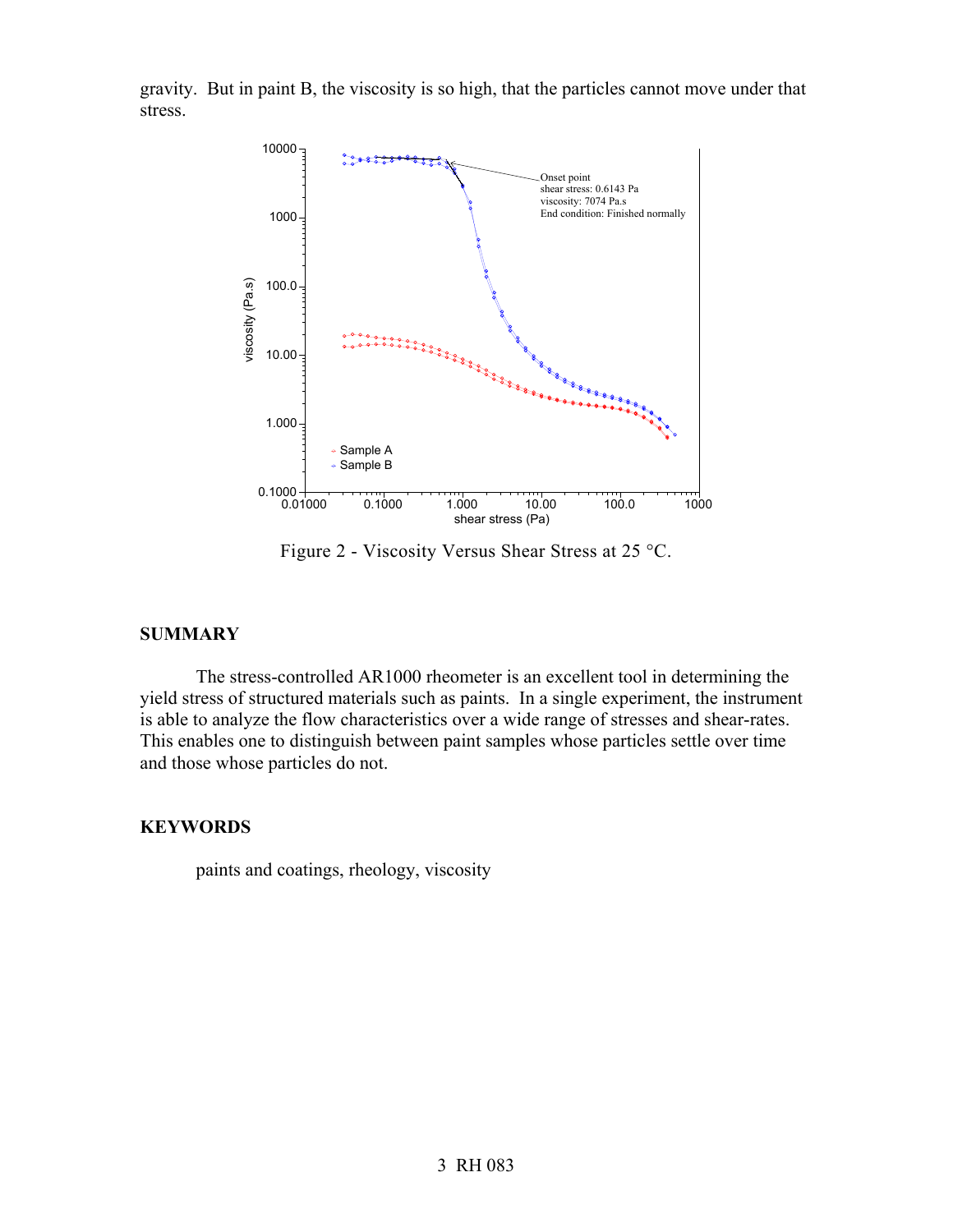gravity. But in paint B, the viscosity is so high, that the particles cannot move under that stress.

Figure 2 - Viscosity Versus Shear Stress at 25 °C.

## SUMMARY

The stress-controlled AR1000 rheometer is an excellent tool in determining the yield stress of structured materials such as paints. In a single experiment, the instrument is able to analyze the flow characteristics over a wide range of stresses and shear-rates. This enables one to distinguish between paint samples whose particles settle over time and those whose particles do not.

## KEYWORDS

paints and coatings, rheology, viscosity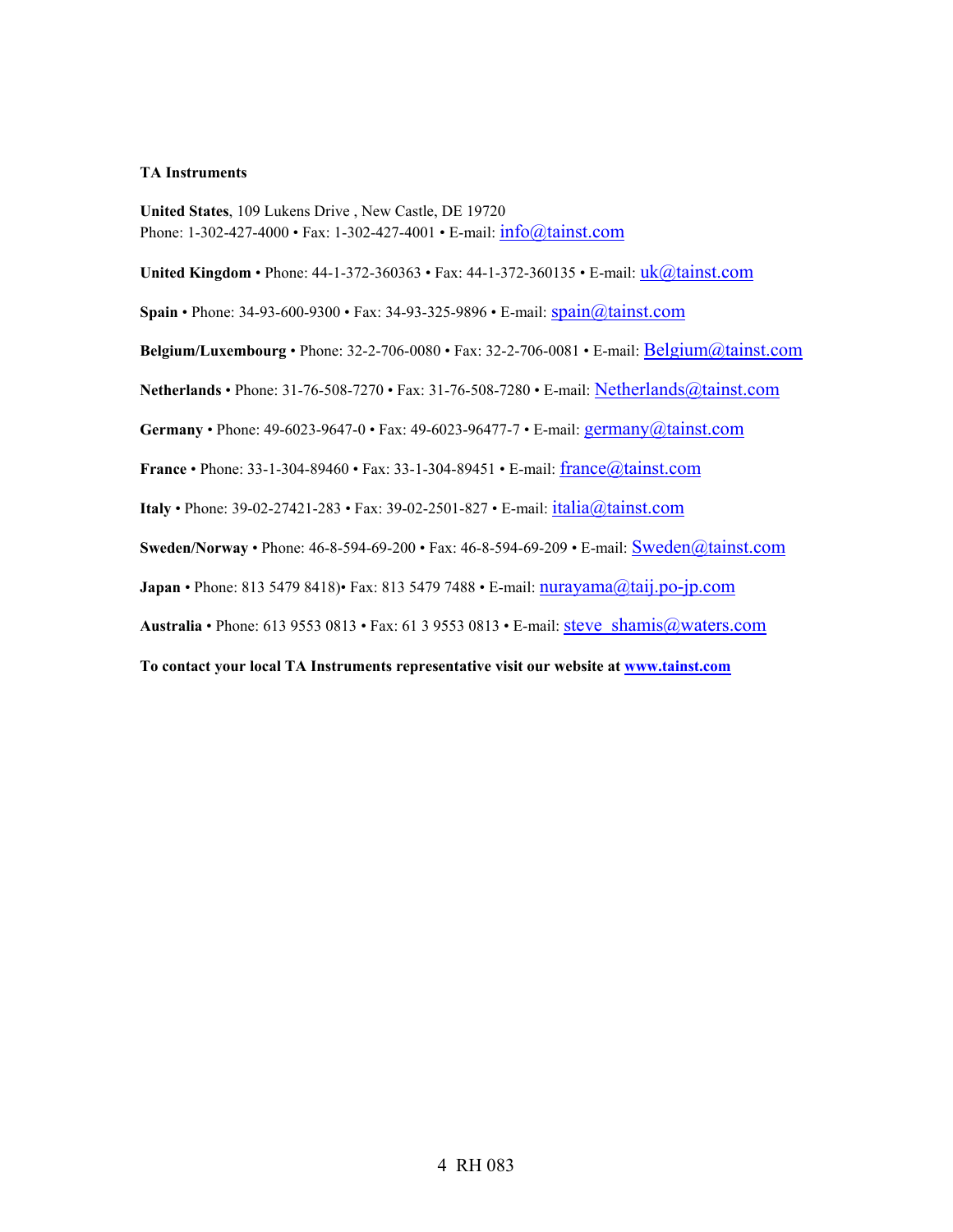**TA Instruments**

**United States**, 109 Lukens Drive , New Castle, DE 19720
Phone: 1-302-427-4000 • Fax: 1-302-427-4001 • E-mail: info@tainst.com

**United Kingdom** • Phone: 44-1-372-360363 • Fax: 44-1-372-360135 • E-mail: uk@tainst.com

**Spain** • Phone: 34-93-600-9300 • Fax: 34-93-325-9896 • E-mail: spain@tainst.com

**Belgium/Luxembourg** • Phone: 32-2-706-0080 • Fax: 32-2-706-0081 • E-mail: Belgium@tainst.com

**Netherlands** • Phone: 31-76-508-7270 • Fax: 31-76-508-7280 • E-mail: Netherlands@tainst.com

**Germany** • Phone: 49-6023-9647-0 • Fax: 49-6023-96477-7 • E-mail: germany@tainst.com

**France** • Phone: 33-1-304-89460 • Fax: 33-1-304-89451 • E-mail: france@tainst.com

**Italy** • Phone: 39-02-27421-283 • Fax: 39-02-2501-827 • E-mail: italia@tainst.com

**Sweden/Norway** • Phone: 46-8-594-69-200 • Fax: 46-8-594-69-209 • E-mail: Sweden@tainst.com

**Japan** • Phone: 813 5479 8418)• Fax: 813 5479 7488 • E-mail: nurayama@taij.po-jp.com

**Australia** • Phone: 613 9553 0813 • Fax: 61 3 9553 0813 • E-mail: steve_shamis@waters.com

**To contact your local TA Instruments representative visit our website at www.tainst.com**